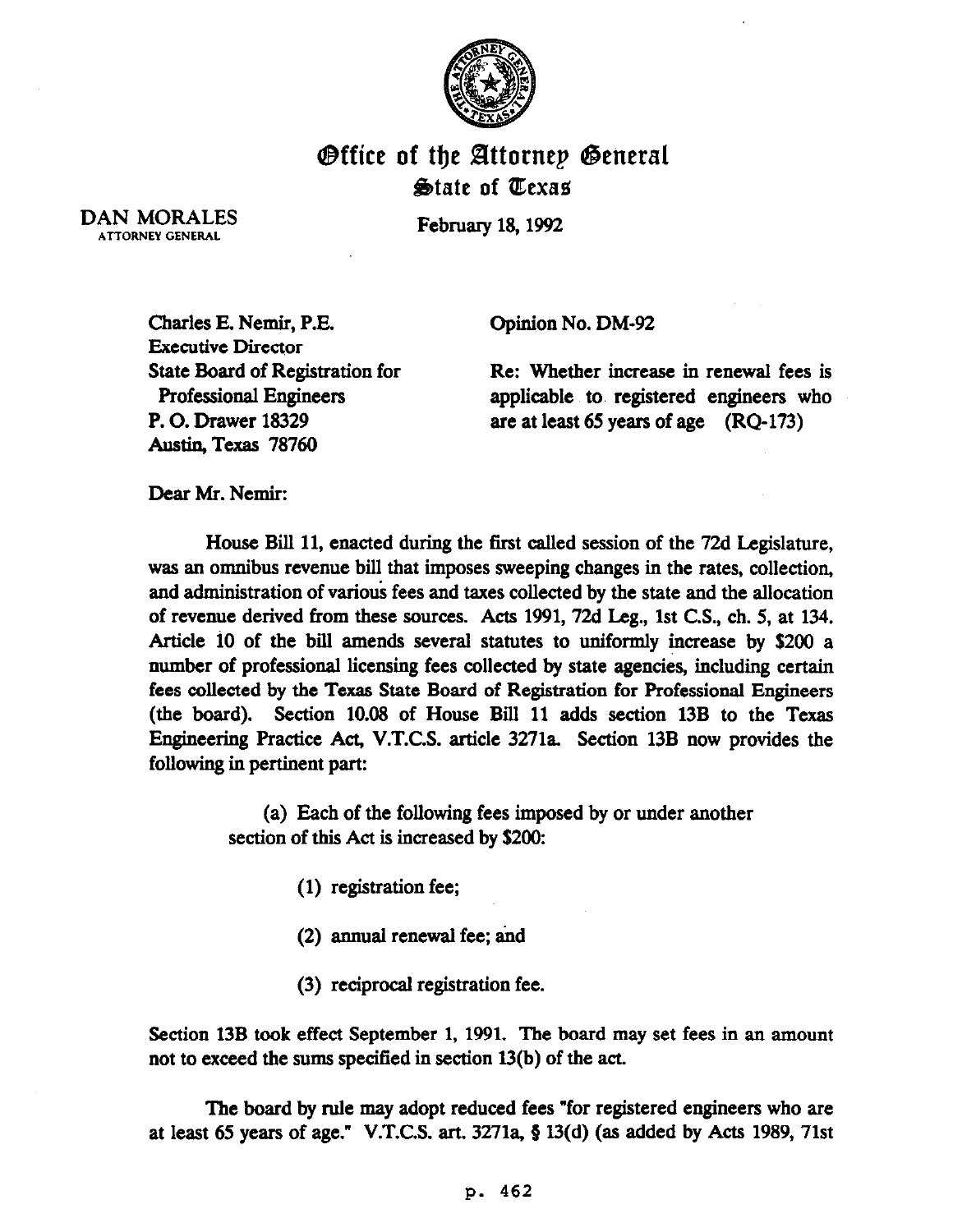# Office of the Attorney General
## State of Texas

DAN MORALES
ATTORNEY GENERAL

February 18, 1992

Charles E. Nemir, P.E.
Executive Director
State Board of Registration for Professional Engineers
P. O. Drawer 18329
Austin, Texas 78760

Opinion No. DM-92

Re: Whether increase in renewal fees is applicable to registered engineers who are at least 65 years of age (RQ-173)

Dear Mr. Nemir:

House Bill 11, enacted during the first called session of the 72d Legislature, was an omnibus revenue bill that imposes sweeping changes in the rates, collection, and administration of various fees and taxes collected by the state and the allocation of revenue derived from these sources. Acts 1991, 72d Leg., 1st C.S., ch. 5, at 134. Article 10 of the bill amends several statutes to uniformly increase by $200 a number of professional licensing fees collected by state agencies, including certain fees collected by the Texas State Board of Registration for Professional Engineers (the board). Section 10.08 of House Bill 11 adds section 13B to the Texas Engineering Practice Act, V.T.C.S. article 3271a. Section 13B now provides the following in pertinent part:

> (a) Each of the following fees imposed by or under another section of this Act is increased by $200:
>
> (1) registration fee;
>
> (2) annual renewal fee; and
>
> (3) reciprocal registration fee.

Section 13B took effect September 1, 1991. The board may set fees in an amount not to exceed the sums specified in section 13(b) of the act.

The board by rule may adopt reduced fees "for registered engineers who are at least 65 years of age." V.T.C.S. art. 3271a, § 13(d) (as added by Acts 1989, 71st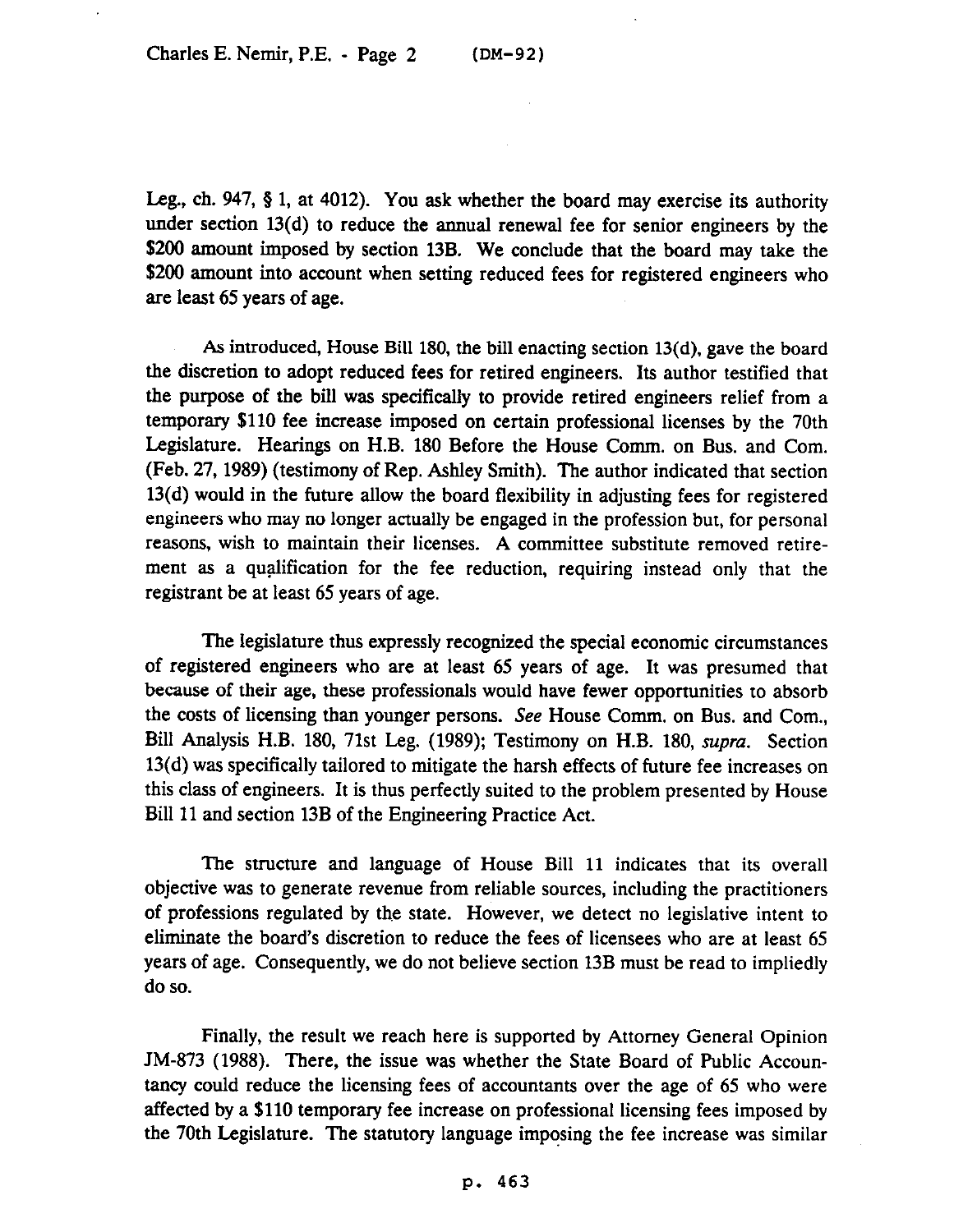Leg., ch. 947, § 1, at 4012). You ask whether the board may exercise its authority under section 13(d) to reduce the annual renewal fee for senior engineers by the $200 amount imposed by section 13B. We conclude that the board may take the $200 amount into account when setting reduced fees for registered engineers who are least 65 years of age.

As introduced, House Bill 180, the bill enacting section 13(d), gave the board the discretion to adopt reduced fees for retired engineers. Its author testified that the purpose of the bill was specifically to provide retired engineers relief from a temporary $110 fee increase imposed on certain professional licenses by the 70th Legislature. Hearings on H.B. 180 Before the House Comm. on Bus. and Com. (Feb. 27, 1989) (testimony of Rep. Ashley Smith). The author indicated that section 13(d) would in the future allow the board flexibility in adjusting fees for registered engineers who may no longer actually be engaged in the profession but, for personal reasons, wish to maintain their licenses. A committee substitute removed retirement as a qualification for the fee reduction, requiring instead only that the registrant be at least 65 years of age.

The legislature thus expressly recognized the special economic circumstances of registered engineers who are at least 65 years of age. It was presumed that because of their age, these professionals would have fewer opportunities to absorb the costs of licensing than younger persons. *See* House Comm. on Bus. and Com., Bill Analysis H.B. 180, 71st Leg. (1989); Testimony on H.B. 180, *supra*. Section 13(d) was specifically tailored to mitigate the harsh effects of future fee increases on this class of engineers. It is thus perfectly suited to the problem presented by House Bill 11 and section 13B of the Engineering Practice Act.

The structure and language of House Bill 11 indicates that its overall objective was to generate revenue from reliable sources, including the practitioners of professions regulated by the state. However, we detect no legislative intent to eliminate the board's discretion to reduce the fees of licensees who are at least 65 years of age. Consequently, we do not believe section 13B must be read to impliedly do so.

Finally, the result we reach here is supported by Attorney General Opinion JM-873 (1988). There, the issue was whether the State Board of Public Accountancy could reduce the licensing fees of accountants over the age of 65 who were affected by a $110 temporary fee increase on professional licensing fees imposed by the 70th Legislature. The statutory language imposing the fee increase was similar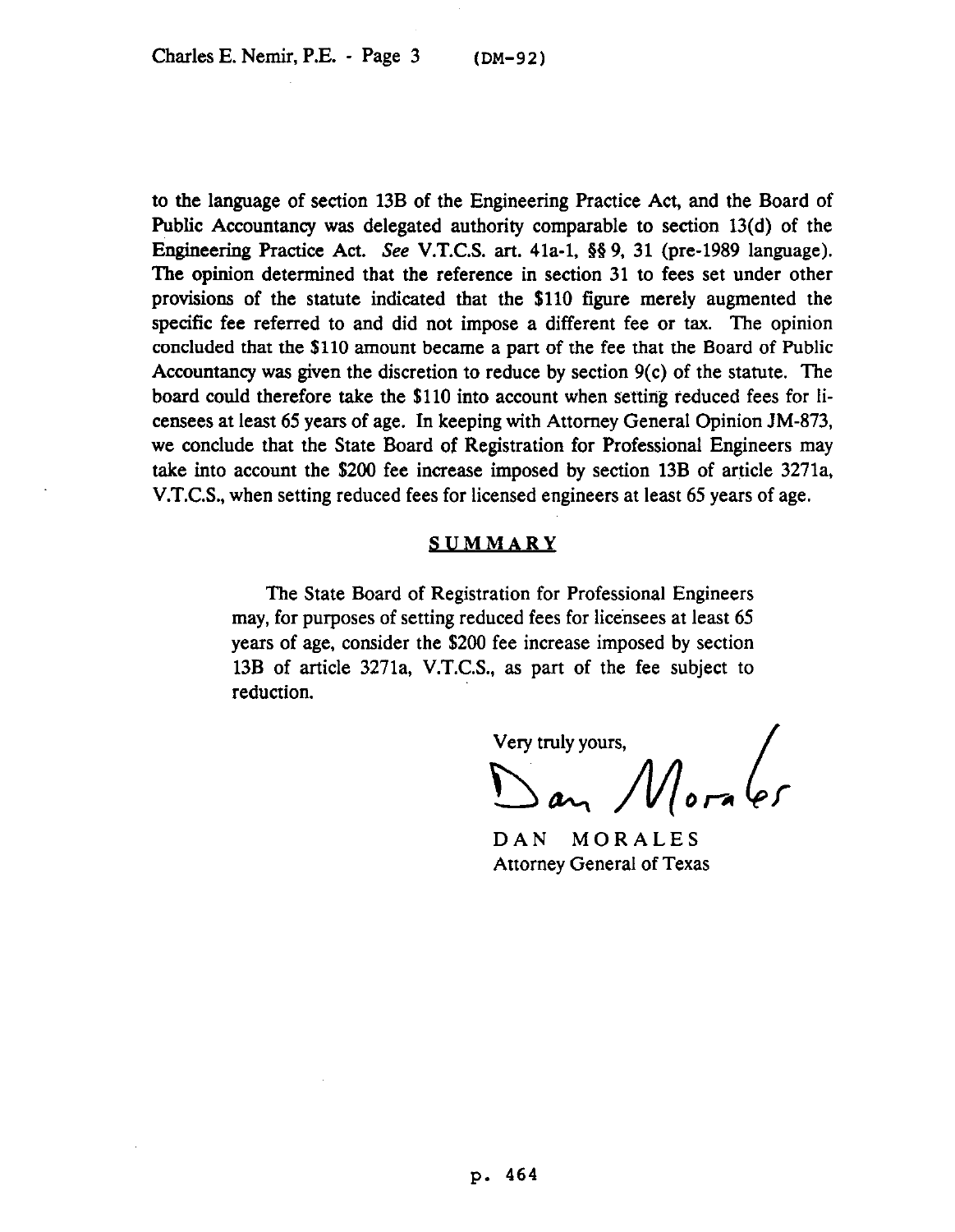to the language of section 13B of the Engineering Practice Act, and the Board of Public Accountancy was delegated authority comparable to section 13(d) of the Engineering Practice Act. *See* V.T.C.S. art. 41a-1, §§ 9, 31 (pre-1989 language). The opinion determined that the reference in section 31 to fees set under other provisions of the statute indicated that the $110 figure merely augmented the specific fee referred to and did not impose a different fee or tax. The opinion concluded that the $110 amount became a part of the fee that the Board of Public Accountancy was given the discretion to reduce by section 9(c) of the statute. The board could therefore take the $110 into account when setting reduced fees for licensees at least 65 years of age. In keeping with Attorney General Opinion JM-873, we conclude that the State Board of Registration for Professional Engineers may take into account the $200 fee increase imposed by section 13B of article 3271a, V.T.C.S., when setting reduced fees for licensed engineers at least 65 years of age.

## SUMMARY

The State Board of Registration for Professional Engineers may, for purposes of setting reduced fees for licensees at least 65 years of age, consider the $200 fee increase imposed by section 13B of article 3271a, V.T.C.S., as part of the fee subject to reduction.

Very truly yours,

Dan Morales

DAN MORALES
Attorney General of Texas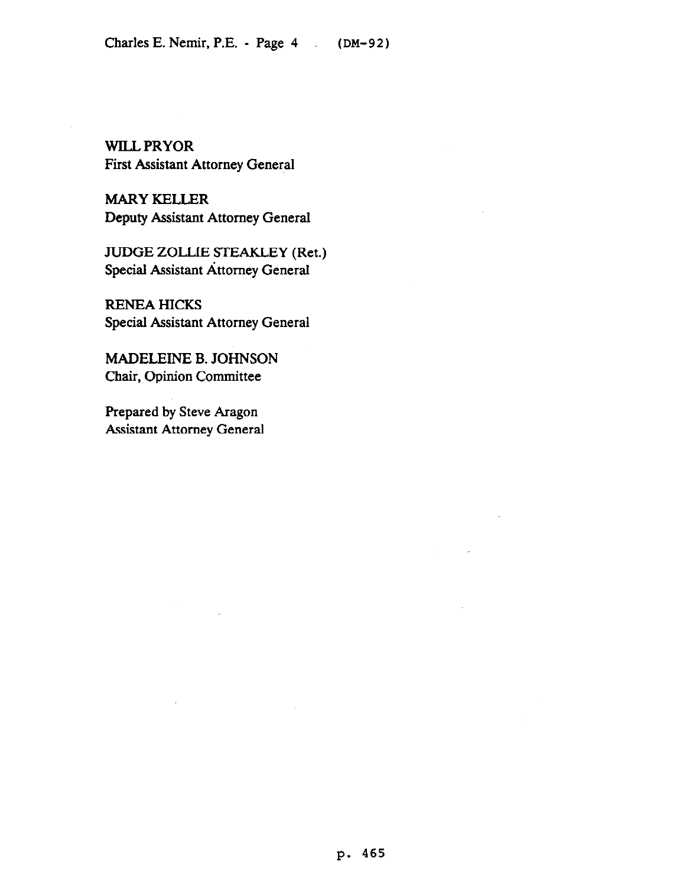WILL PRYOR
First Assistant Attorney General

MARY KELLER
Deputy Assistant Attorney General

JUDGE ZOLLIE STEAKLEY (Ret.)
Special Assistant Attorney General

RENEA HICKS
Special Assistant Attorney General

MADELEINE B. JOHNSON
Chair, Opinion Committee

Prepared by Steve Aragon
Assistant Attorney General